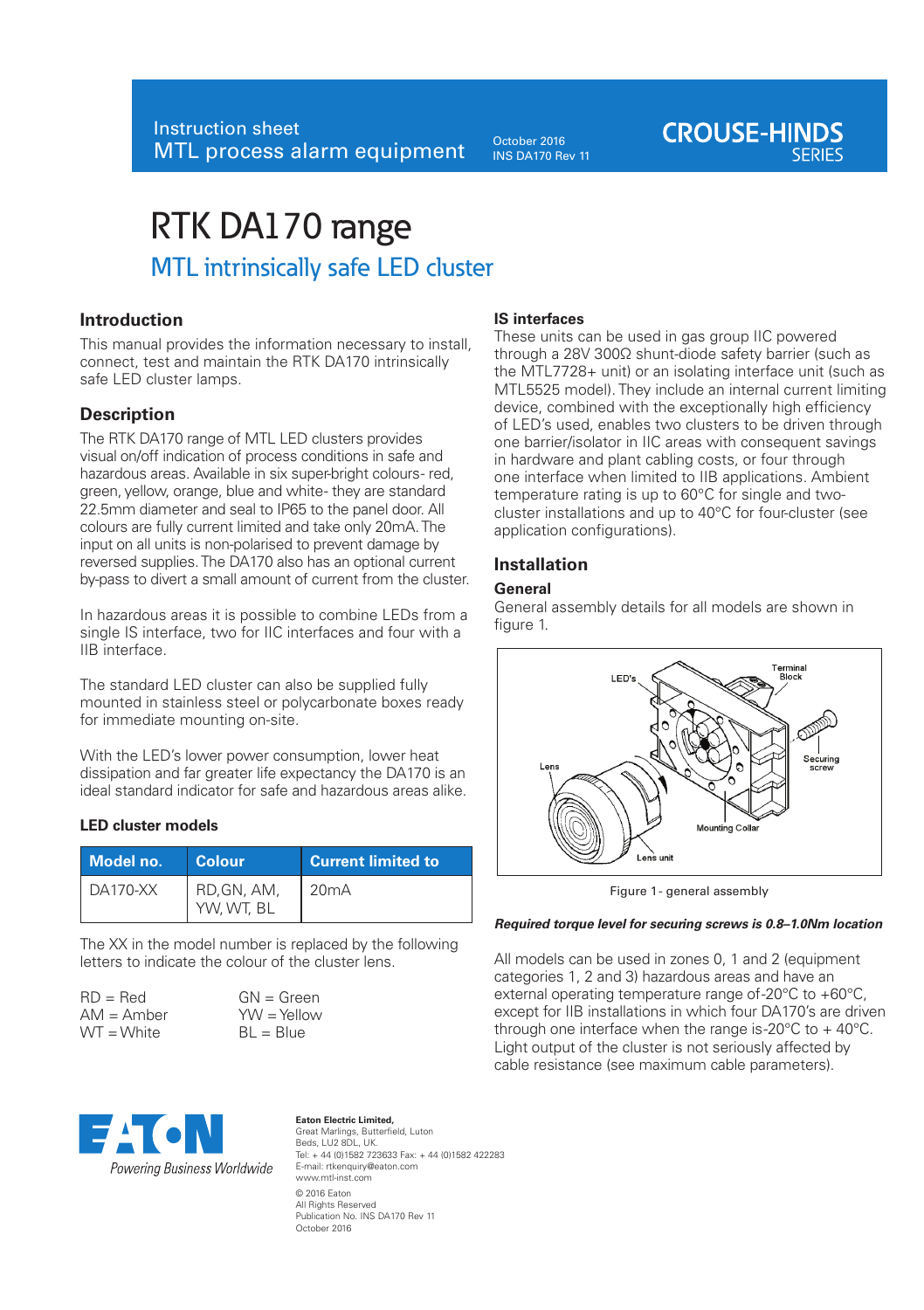Instruction sheet
MTL process alarm equipment

October 2016
INS DA170 Rev 11

CROUSE-HINDS SERIES

# RTK DA170 range

## MTL intrinsically safe LED cluster

### Introduction

This manual provides the information necessary to install, connect, test and maintain the RTK DA170 intrinsically safe LED cluster lamps.

### Description

The RTK DA170 range of MTL LED clusters provides visual on/off indication of process conditions in safe and hazardous areas. Available in six super-bright colours- red, green, yellow, orange, blue and white- they are standard 22.5mm diameter and seal to IP65 to the panel door. All colours are fully current limited and take only 20mA. The input on all units is non-polarised to prevent damage by reversed supplies. The DA170 also has an optional current by-pass to divert a small amount of current from the cluster.

In hazardous areas it is possible to combine LEDs from a single IS interface, two for IIC interfaces and four with a IIB interface.

The standard LED cluster can also be supplied fully mounted in stainless steel or polycarbonate boxes ready for immediate mounting on-site.

With the LED's lower power consumption, lower heat dissipation and far greater life expectancy the DA170 is an ideal standard indicator for safe and hazardous areas alike.

#### LED cluster models

| Model no. | Colour | Current limited to |
|---|---|---|
| DA170-XX | RD,GN, AM, YW, WT, BL | 20mA |

The XX in the model number is replaced by the following letters to indicate the colour of the cluster lens.

RD = Red
AM = Amber
WT = White
GN = Green
YW = Yellow
BL = Blue

### IS interfaces

These units can be used in gas group IIC powered through a 28V 300Ω shunt-diode safety barrier (such as the MTL7728+ unit) or an isolating interface unit (such as MTL5525 model). They include an internal current limiting device, combined with the exceptionally high efficiency of LED's used, enables two clusters to be driven through one barrier/isolator in IIC areas with consequent savings in hardware and plant cabling costs, or four through one interface when limited to IIB applications. Ambient temperature rating is up to 60°C for single and two-cluster installations and up to 40°C for four-cluster (see application configurations).

### Installation

#### General

General assembly details for all models are shown in figure 1.

Figure 1 - general assembly

***Required torque level for securing screws is 0.8–1.0Nm location***

All models can be used in zones 0, 1 and 2 (equipment categories 1, 2 and 3) hazardous areas and have an external operating temperature range of-20°C to +60°C, except for IIB installations in which four DA170's are driven through one interface when the range is-20°C to + 40°C. Light output of the cluster is not seriously affected by cable resistance (see maximum cable parameters).

EATON
Powering Business Worldwide

**Eaton Electric Limited,**
Great Marlings, Butterfield, Luton
Beds, LU2 8DL, UK.
Tel: + 44 (0)1582 723633 Fax: + 44 (0)1582 422283
E-mail: rtkenquiry@eaton.com
www.mtl-inst.com
© 2016 Eaton
All Rights Reserved
Publication No. INS DA170 Rev 11
October 2016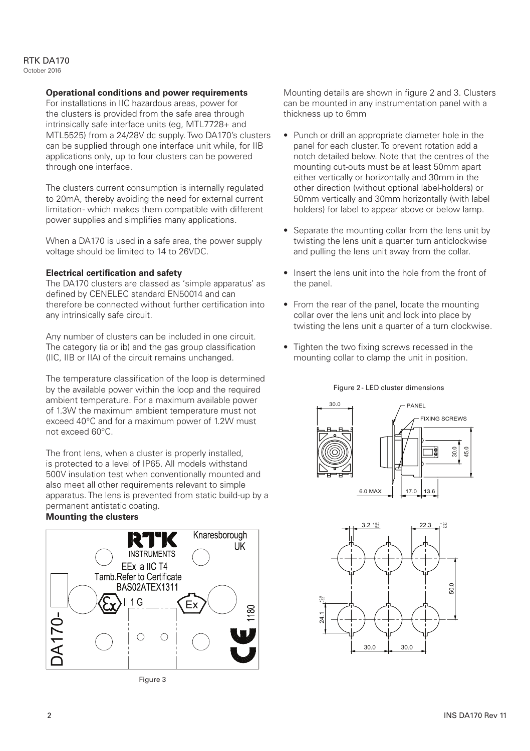**Operational conditions and power requirements**

For installations in IIC hazardous areas, power for the clusters is provided from the safe area through intrinsically safe interface units (eg, MTL7728+ and MTL5525) from a 24/28V dc supply. Two DA170's clusters can be supplied through one interface unit while, for IIB applications only, up to four clusters can be powered through one interface.

The clusters current consumption is internally regulated to 20mA, thereby avoiding the need for external current limitation- which makes them compatible with different power supplies and simplifies many applications.

When a DA170 is used in a safe area, the power supply voltage should be limited to 14 to 26VDC.

**Electrical certification and safety**

The DA170 clusters are classed as 'simple apparatus' as defined by CENELEC standard EN50014 and can therefore be connected without further certification into any intrinsically safe circuit.

Any number of clusters can be included in one circuit. The category (ia or ib) and the gas group classification (IIC, IIB or IIA) of the circuit remains unchanged.

The temperature classification of the loop is determined by the available power within the loop and the required ambient temperature. For a maximum available power of 1.3W the maximum ambient temperature must not exceed 40°C and for a maximum power of 1.2W must not exceed 60°C.

The front lens, when a cluster is properly installed, is protected to a level of IP65. All models withstand 500V insulation test when conventionally mounted and also meet all other requirements relevant to simple apparatus. The lens is prevented from static build-up by a permanent antistatic coating.

**Mounting the clusters**

RTK INSTRUMENTS Knaresborough UK

EEx ia IIC T4

Tamb.Refer to Certificate

BAS02ATEX1311

II 1 G Ex

DA170-

1180

Figure 3

Mounting details are shown in figure 2 and 3. Clusters can be mounted in any instrumentation panel with a thickness up to 6mm

- Punch or drill an appropriate diameter hole in the panel for each cluster. To prevent rotation add a notch detailed below. Note that the centres of the mounting cut-outs must be at least 50mm apart either vertically or horizontally and 30mm in the other direction (without optional label-holders) or 50mm vertically and 30mm horizontally (with label holders) for label to appear above or below lamp.
- Separate the mounting collar from the lens unit by twisting the lens unit a quarter turn anticlockwise and pulling the lens unit away from the collar.
- Insert the lens unit into the hole from the front of the panel.
- From the rear of the panel, locate the mounting collar over the lens unit and lock into place by twisting the lens unit a quarter of a turn clockwise.
- Tighten the two fixing screws recessed in the mounting collar to clamp the unit in position.

Figure 2 - LED cluster dimensions

30.0 PANEL FIXING SCREWS 30.0 45.0 6.0 MAX 17.0 13.6

$3.2^{+0.2}_{-0.0}$ $22.3^{+0.2}_{-0.2}$ 50.0 $24.1^{+0.5}_{-0.0}$ 30.0 30.0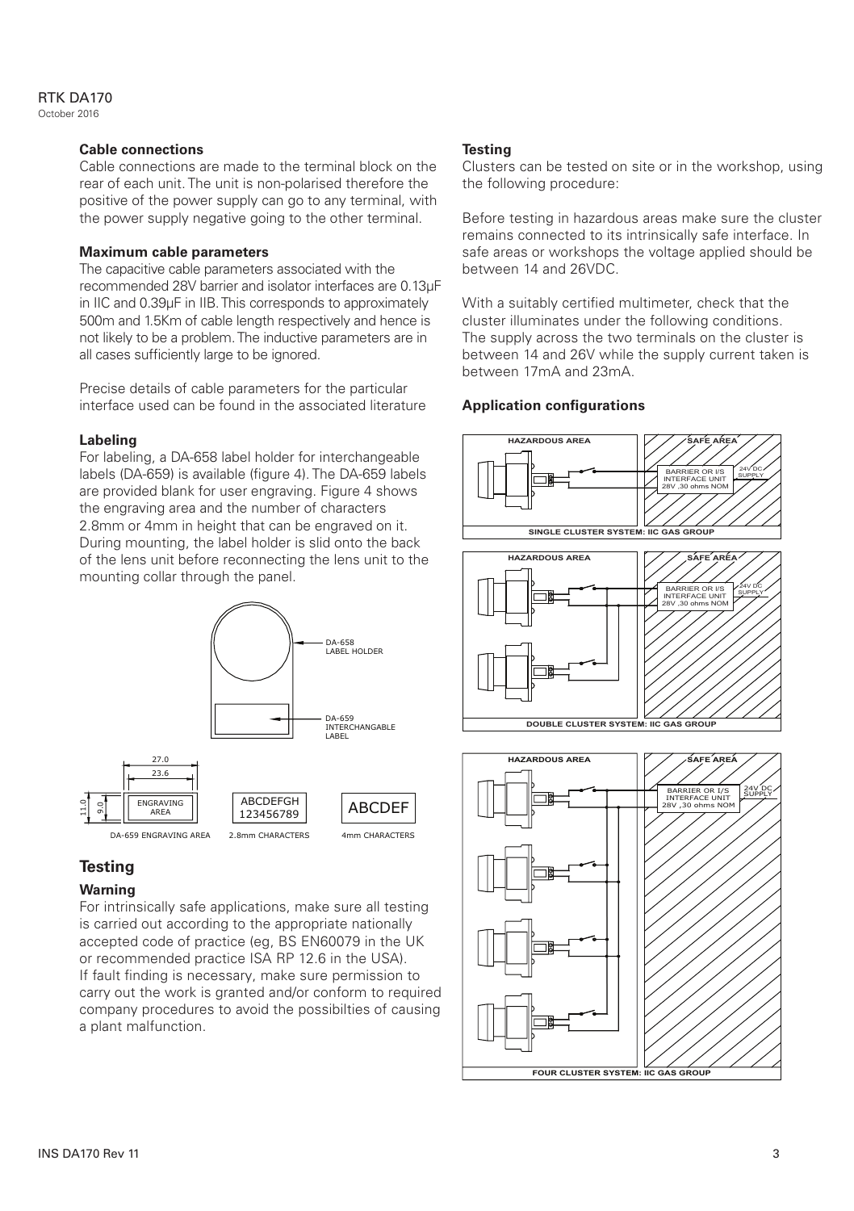### Cable connections

Cable connections are made to the terminal block on the rear of each unit. The unit is non-polarised therefore the positive of the power supply can go to any terminal, with the power supply negative going to the other terminal.

### Maximum cable parameters

The capacitive cable parameters associated with the recommended 28V barrier and isolator interfaces are 0.13μF in IIC and 0.39μF in IIB. This corresponds to approximately 500m and 1.5Km of cable length respectively and hence is not likely to be a problem. The inductive parameters are in all cases sufficiently large to be ignored.

Precise details of cable parameters for the particular interface used can be found in the associated literature

### Labeling

For labeling, a DA-658 label holder for interchangeable labels (DA-659) is available (figure 4). The DA-659 labels are provided blank for user engraving. Figure 4 shows the engraving area and the number of characters 2.8mm or 4mm in height that can be engraved on it. During mounting, the label holder is slid onto the back of the lens unit before reconnecting the lens unit to the mounting collar through the panel.

DA-658 LABEL HOLDER

DA-659 INTERCHANGABLE LABEL

27.0
23.6
11.0
9.0
ENGRAVING AREA

DA-659 ENGRAVING AREA

ABCDEFGH
123456789

2.8mm CHARACTERS

ABCDEF

4mm CHARACTERS

## Testing

### Warning

For intrinsically safe applications, make sure all testing is carried out according to the appropriate nationally accepted code of practice (eg, BS EN60079 in the UK or recommended practice ISA RP 12.6 in the USA). If fault finding is necessary, make sure permission to carry out the work is granted and/or conform to required company procedures to avoid the possibilties of causing a plant malfunction.

### Testing

Clusters can be tested on site or in the workshop, using the following procedure:

Before testing in hazardous areas make sure the cluster remains connected to its intrinsically safe interface. In safe areas or workshops the voltage applied should be between 14 and 26VDC.

With a suitably certified multimeter, check that the cluster illuminates under the following conditions. The supply across the two terminals on the cluster is between 14 and 26V while the supply current taken is between 17mA and 23mA.

### Application configurations

HAZARDOUS AREA | SAFE AREA
BARRIER OR I/S INTERFACE UNIT 28V ,30 ohms NOM
24V DC SUPPLY

SINGLE CLUSTER SYSTEM: IIC GAS GROUP

HAZARDOUS AREA | SAFE AREA
BARRIER OR I/S INTERFACE UNIT 28V ,30 ohms NOM
24V DC SUPPLY

DOUBLE CLUSTER SYSTEM: IIC GAS GROUP

HAZARDOUS AREA | SAFE AREA
BARRIER OR I/S INTERFACE UNIT 28V ,30 ohms NOM
24V DC SUPPLY

FOUR CLUSTER SYSTEM: IIC GAS GROUP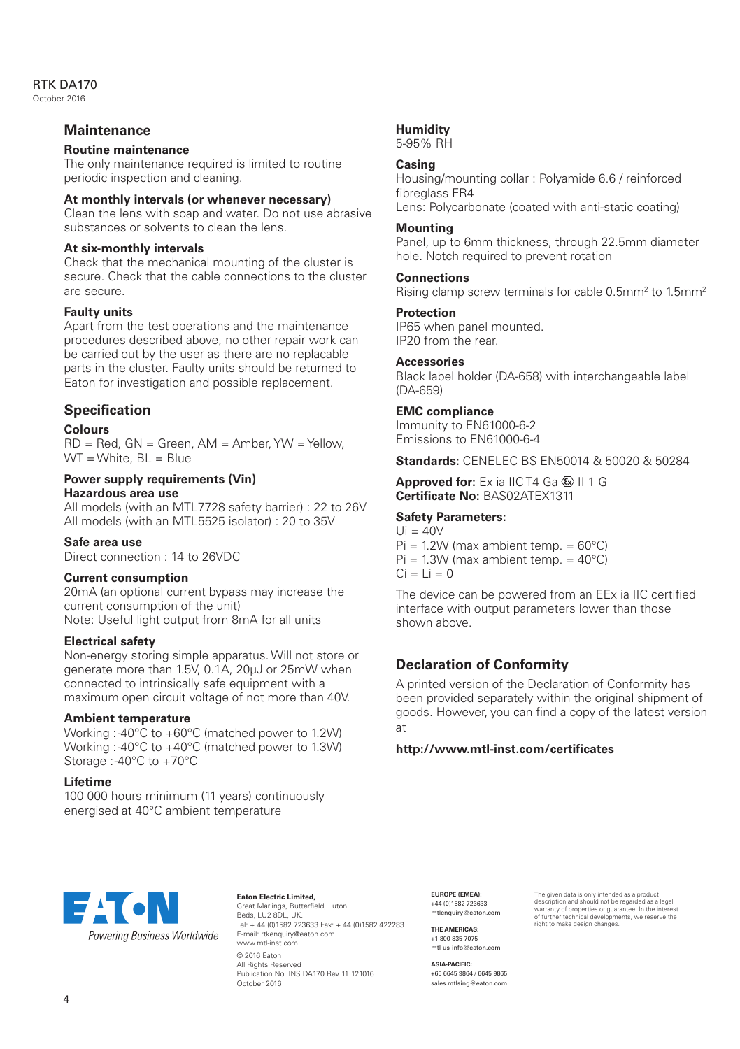## Maintenance

### Routine maintenance

The only maintenance required is limited to routine periodic inspection and cleaning.

### At monthly intervals (or whenever necessary)

Clean the lens with soap and water. Do not use abrasive substances or solvents to clean the lens.

### At six-monthly intervals

Check that the mechanical mounting of the cluster is secure. Check that the cable connections to the cluster are secure.

### Faulty units

Apart from the test operations and the maintenance procedures described above, no other repair work can be carried out by the user as there are no replacable parts in the cluster. Faulty units should be returned to Eaton for investigation and possible replacement.

## Specification

### Colours

RD = Red, GN = Green, AM = Amber, YW = Yellow, WT = White, BL = Blue

### Power supply requirements (Vin)

**Hazardous area use**

All models (with an MTL7728 safety barrier) : 22 to 26V
All models (with an MTL5525 isolator) : 20 to 35V

### Safe area use

Direct connection : 14 to 26VDC

### Current consumption

20mA (an optional current bypass may increase the current consumption of the unit)
Note: Useful light output from 8mA for all units

### Electrical safety

Non-energy storing simple apparatus. Will not store or generate more than 1.5V, 0.1A, 20μJ or 25mW when connected to intrinsically safe equipment with a maximum open circuit voltage of not more than 40V.

### Ambient temperature

Working :-40°C to +60°C (matched power to 1.2W)
Working :-40°C to +40°C (matched power to 1.3W)
Storage :-40°C to +70°C

### Lifetime

100 000 hours minimum (11 years) continuously energised at 40°C ambient temperature

### Humidity

5-95% RH

### Casing

Housing/mounting collar : Polyamide 6.6 / reinforced fibreglass FR4
Lens: Polycarbonate (coated with anti-static coating)

### Mounting

Panel, up to 6mm thickness, through 22.5mm diameter hole. Notch required to prevent rotation

### Connections

Rising clamp screw terminals for cable 0.5mm² to 1.5mm²

### Protection

IP65 when panel mounted.
IP20 from the rear.

### Accessories

Black label holder (DA-658) with interchangeable label (DA-659)

### EMC compliance

Immunity to EN61000-6-2
Emissions to EN61000-6-4

**Standards:** CENELEC BS EN50014 & 50020 & 50284

**Approved for:** Ex ia IIC T4 Ga ⟨Ex⟩ II 1 G
**Certificate No:** BAS02ATEX1311

### Safety Parameters:

Ui = 40V
Pi = 1.2W (max ambient temp. = 60°C)
Pi = 1.3W (max ambient temp. = 40°C)
Ci = Li = 0

The device can be powered from an EEx ia IIC certified interface with output parameters lower than those shown above.

## Declaration of Conformity

A printed version of the Declaration of Conformity has been provided separately within the original shipment of goods. However, you can find a copy of the latest version at

**http://www.mtl-inst.com/certificates**

EATON
Powering Business Worldwide

**Eaton Electric Limited,**
Great Marlings, Butterfield, Luton
Beds, LU2 8DL, UK.
Tel: + 44 (0)1582 723633 Fax: + 44 (0)1582 422283
E-mail: rtkenquiry@eaton.com
www.mtl-inst.com

© 2016 Eaton
All Rights Reserved
Publication No. INS DA170 Rev 11 121016
October 2016

**EUROPE (EMEA):**
+44 (0)1582 723633
mtlenquiry@eaton.com

**THE AMERICAS:**
+1 800 835 7075
mtl-us-info@eaton.com

**ASIA-PACIFIC:**
+65 6645 9864 / 6645 9865
sales.mtlsing@eaton.com

The given data is only intended as a product description and should not be regarded as a legal warranty of properties or guarantee. In the interest of further technical developments, we reserve the right to make design changes.